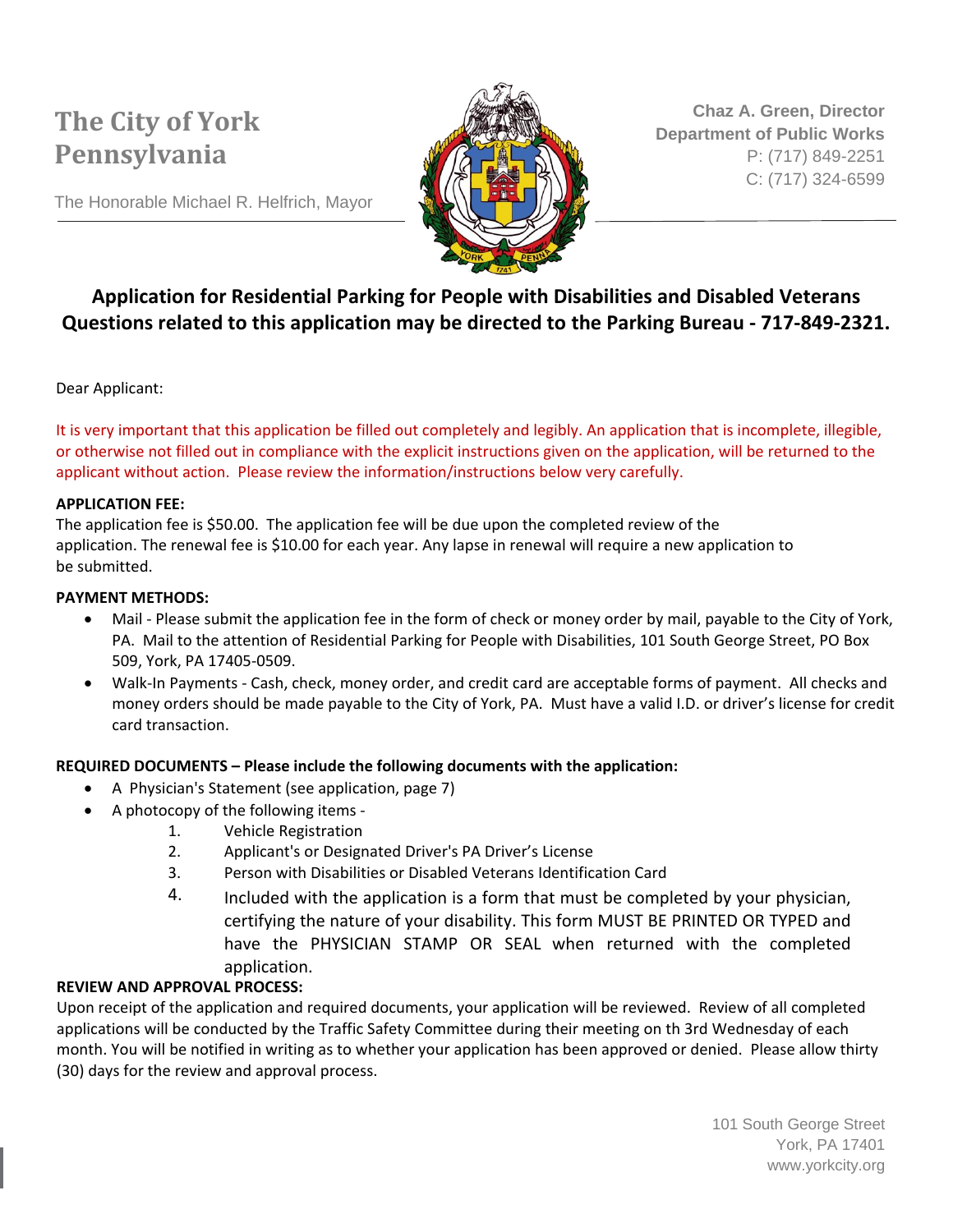# The City of York Pennsylvania

The Honorable Michael R. Helfrich, Mayor

**Chaz A. Green, Director**
**Department of Public Works**
P: (717) 849-2251
C: (717) 324-6599

## Application for Residential Parking for People with Disabilities and Disabled Veterans
## Questions related to this application may be directed to the Parking Bureau - 717-849-2321.

Dear Applicant:

It is very important that this application be filled out completely and legibly. An application that is incomplete, illegible, or otherwise not filled out in compliance with the explicit instructions given on the application, will be returned to the applicant without action. Please review the information/instructions below very carefully.

**APPLICATION FEE:**

The application fee is $50.00. The application fee will be due upon the completed review of the application. The renewal fee is $10.00 for each year. Any lapse in renewal will require a new application to be submitted.

**PAYMENT METHODS:**

- Mail - Please submit the application fee in the form of check or money order by mail, payable to the City of York, PA. Mail to the attention of Residential Parking for People with Disabilities, 101 South George Street, PO Box 509, York, PA 17405-0509.
- Walk-In Payments - Cash, check, money order, and credit card are acceptable forms of payment. All checks and money orders should be made payable to the City of York, PA. Must have a valid I.D. or driver's license for credit card transaction.

**REQUIRED DOCUMENTS – Please include the following documents with the application:**

- A Physician's Statement (see application, page 7)
- A photocopy of the following items -
  1. Vehicle Registration
  2. Applicant's or Designated Driver's PA Driver's License
  3. Person with Disabilities or Disabled Veterans Identification Card
  4. Included with the application is a form that must be completed by your physician, certifying the nature of your disability. This form MUST BE PRINTED OR TYPED and have the PHYSICIAN STAMP OR SEAL when returned with the completed application.

**REVIEW AND APPROVAL PROCESS:**

Upon receipt of the application and required documents, your application will be reviewed. Review of all completed applications will be conducted by the Traffic Safety Committee during their meeting on th 3rd Wednesday of each month. You will be notified in writing as to whether your application has been approved or denied. Please allow thirty (30) days for the review and approval process.

101 South George Street
York, PA 17401
www.yorkcity.org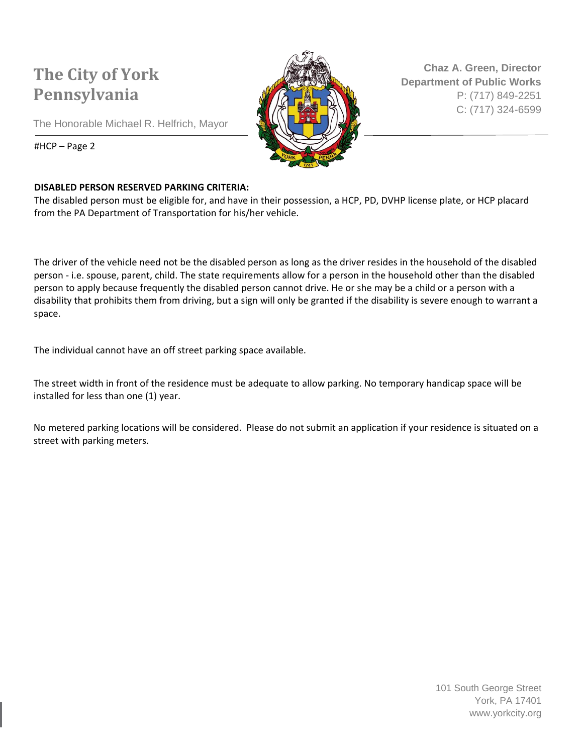# The City of York Pennsylvania

The Honorable Michael R. Helfrich, Mayor

**Chaz A. Green, Director**
**Department of Public Works**
P: (717) 849-2251
C: (717) 324-6599

#HCP – Page 2

**DISABLED PERSON RESERVED PARKING CRITERIA:**

The disabled person must be eligible for, and have in their possession, a HCP, PD, DVHP license plate, or HCP placard from the PA Department of Transportation for his/her vehicle.

The driver of the vehicle need not be the disabled person as long as the driver resides in the household of the disabled person - i.e. spouse, parent, child. The state requirements allow for a person in the household other than the disabled person to apply because frequently the disabled person cannot drive. He or she may be a child or a person with a disability that prohibits them from driving, but a sign will only be granted if the disability is severe enough to warrant a space.

The individual cannot have an off street parking space available.

The street width in front of the residence must be adequate to allow parking. No temporary handicap space will be installed for less than one (1) year.

No metered parking locations will be considered. Please do not submit an application if your residence is situated on a street with parking meters.

101 South George Street
York, PA 17401
www.yorkcity.org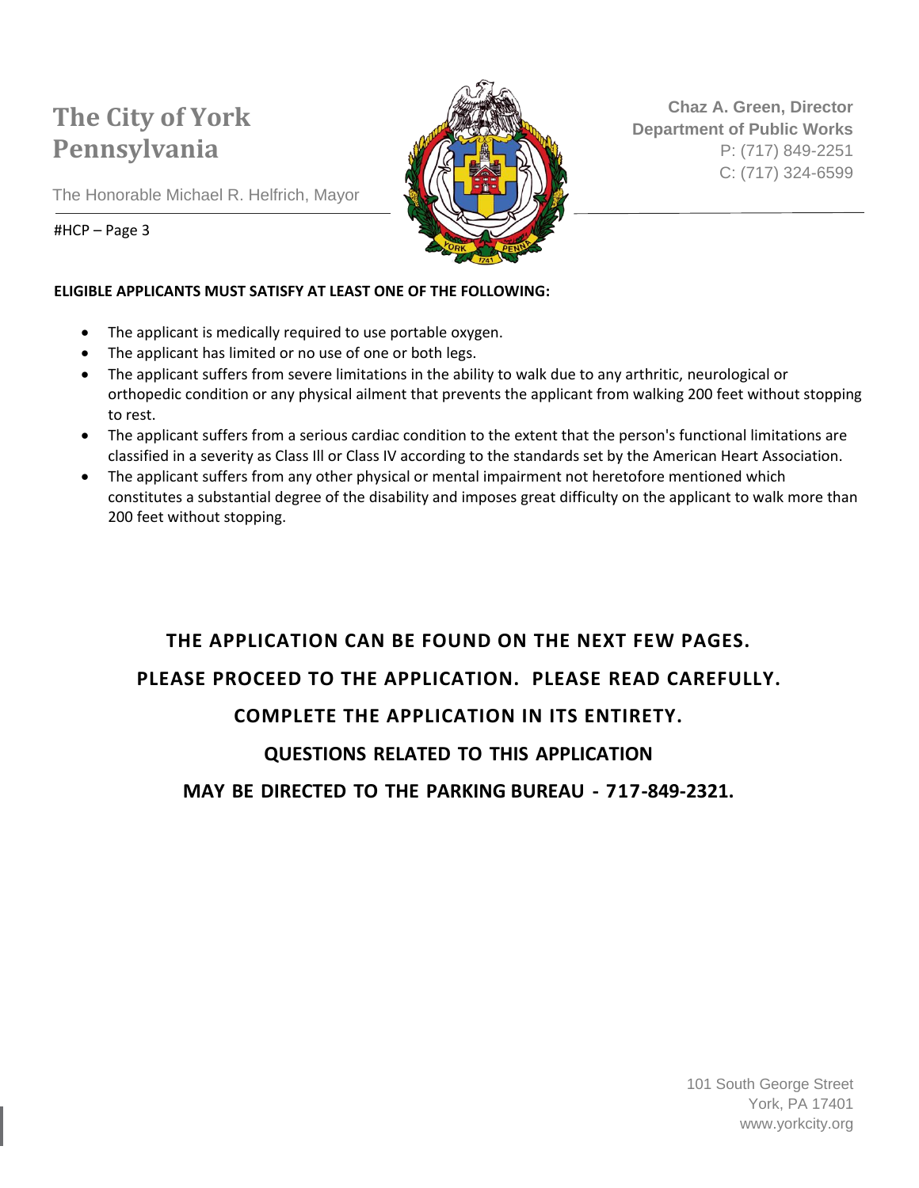# The City of York Pennsylvania

The Honorable Michael R. Helfrich, Mayor

**Chaz A. Green, Director**
**Department of Public Works**
P: (717) 849-2251
C: (717) 324-6599

#HCP – Page 3

**ELIGIBLE APPLICANTS MUST SATISFY AT LEAST ONE OF THE FOLLOWING:**

- The applicant is medically required to use portable oxygen.
- The applicant has limited or no use of one or both legs.
- The applicant suffers from severe limitations in the ability to walk due to any arthritic, neurological or orthopedic condition or any physical ailment that prevents the applicant from walking 200 feet without stopping to rest.
- The applicant suffers from a serious cardiac condition to the extent that the person's functional limitations are classified in a severity as Class Ill or Class IV according to the standards set by the American Heart Association.
- The applicant suffers from any other physical or mental impairment not heretofore mentioned which constitutes a substantial degree of the disability and imposes great difficulty on the applicant to walk more than 200 feet without stopping.

**THE APPLICATION CAN BE FOUND ON THE NEXT FEW PAGES.**

**PLEASE PROCEED TO THE APPLICATION. PLEASE READ CAREFULLY.**

**COMPLETE THE APPLICATION IN ITS ENTIRETY.**

**QUESTIONS RELATED TO THIS APPLICATION**

**MAY BE DIRECTED TO THE PARKING BUREAU - 717-849-2321.**

101 South George Street
York, PA 17401
www.yorkcity.org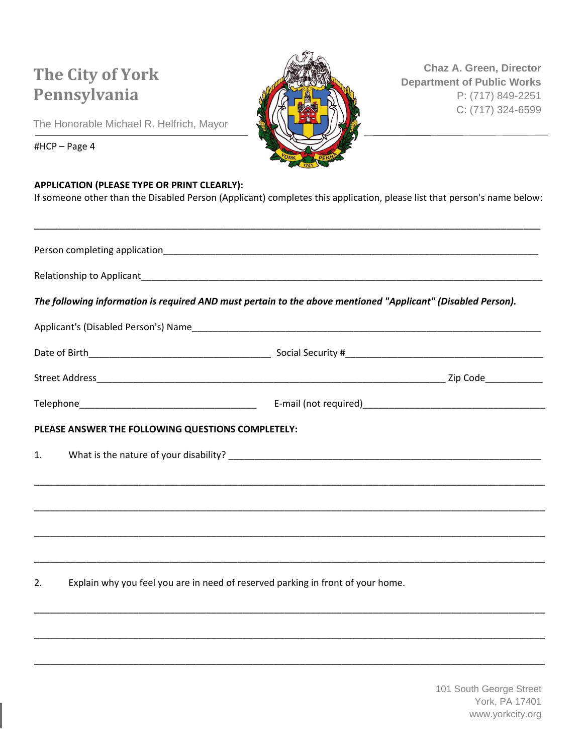**The City of York Pennsylvania**

The Honorable Michael R. Helfrich, Mayor

**Chaz A. Green, Director**
**Department of Public Works**
P: (717) 849-2251
C: (717) 324-6599

#HCP – Page 4

**APPLICATION (PLEASE TYPE OR PRINT CLEARLY):**

If someone other than the Disabled Person (Applicant) completes this application, please list that person's name below:

_____________________________________________________________________________________

Person completing application_______________________________________________________________

Relationship to Applicant__________________________________________________________________

***The following information is required AND must pertain to the above mentioned "Applicant" (Disabled Person).***

Applicant's (Disabled Person's) Name_________________________________________________________

Date of Birth_______________________________ Social Security #________________________________

Street Address_____________________________________________________________ Zip Code__________

Telephone_____________________________ E-mail (not required)______________________________

**PLEASE ANSWER THE FOLLOWING QUESTIONS COMPLETELY:**

1. What is the nature of your disability? ____________________________________________________

_____________________________________________________________________________________

_____________________________________________________________________________________

_____________________________________________________________________________________

_____________________________________________________________________________________

2. Explain why you feel you are in need of reserved parking in front of your home.

_____________________________________________________________________________________

_____________________________________________________________________________________

_____________________________________________________________________________________

101 South George Street
York, PA 17401
www.yorkcity.org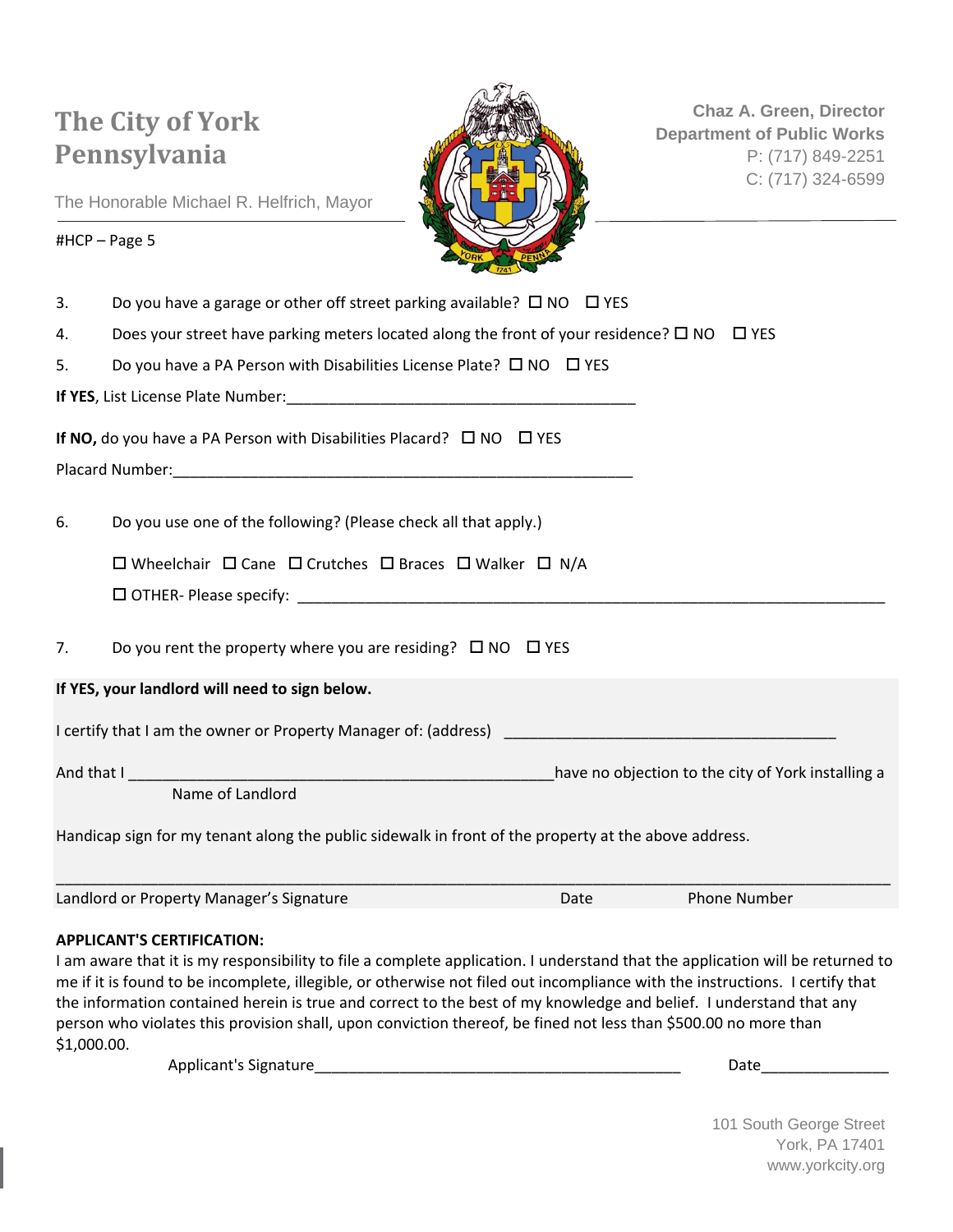**The City of York Pennsylvania**

The Honorable Michael R. Helfrich, Mayor

**Chaz A. Green, Director**
**Department of Public Works**
P: (717) 849-2251
C: (717) 324-6599

#HCP – Page 5

3. Do you have a garage or other off street parking available? ☐ NO ☐ YES

4. Does your street have parking meters located along the front of your residence? ☐ NO ☐ YES

5. Do you have a PA Person with Disabilities License Plate? ☐ NO ☐ YES

**If YES**, List License Plate Number:___________________________________________

**If NO,** do you have a PA Person with Disabilities Placard? ☐ NO ☐ YES

Placard Number:_________________________________________________________

6. Do you use one of the following? (Please check all that apply.)

   ☐ Wheelchair ☐ Cane ☐ Crutches ☐ Braces ☐ Walker ☐ N/A

   ☐ OTHER- Please specify: ________________________________________________________________________

7. Do you rent the property where you are residing? ☐ NO ☐ YES

**If YES, your landlord will need to sign below.**

I certify that I am the owner or Property Manager of: (address) _________________________________________

And that I _____________________________________________________have no objection to the city of York installing a
Name of Landlord

Handicap sign for my tenant along the public sidewalk in front of the property at the above address.

______________________________________________________________________________________________

Landlord or Property Manager's Signature Date Phone Number

**APPLICANT'S CERTIFICATION:**

I am aware that it is my responsibility to file a complete application. I understand that the application will be returned to me if it is found to be incomplete, illegible, or otherwise not filed out incompliance with the instructions. I certify that the information contained herein is true and correct to the best of my knowledge and belief. I understand that any person who violates this provision shall, upon conviction thereof, be fined not less than $500.00 no more than $1,000.00.

Applicant's Signature_____________________________________________ Date_______________

101 South George Street
York, PA 17401
www.yorkcity.org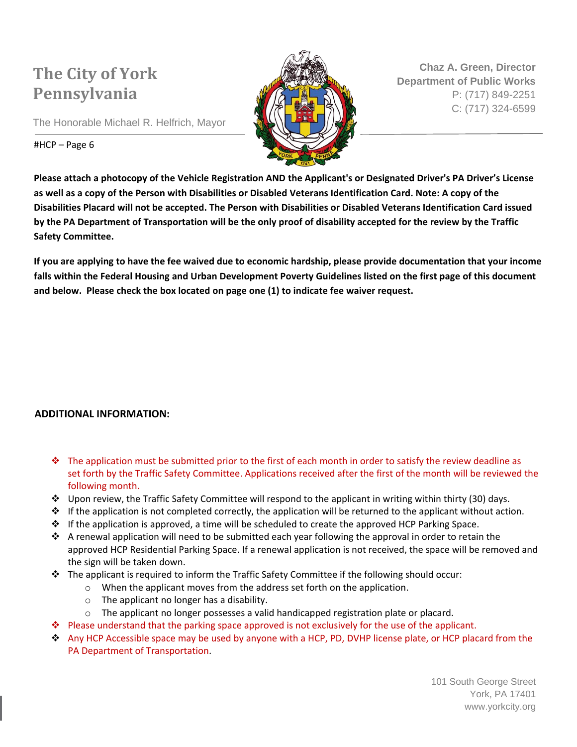Please attach a photocopy of the Vehicle Registration AND the Applicant's or Designated Driver's PA Driver's License as well as a copy of the Person with Disabilities or Disabled Veterans Identification Card. Note: A copy of the Disabilities Placard will not be accepted. The Person with Disabilities or Disabled Veterans Identification Card issued by the PA Department of Transportation will be the only proof of disability accepted for the review by the Traffic Safety Committee.**

**If you are applying to have the fee waived due to economic hardship, please provide documentation that your income falls within the Federal Housing and Urban Development Poverty Guidelines listed on the first page of this document and below. Please check the box located on page one (1) to indicate fee waiver request.**

## ADDITIONAL INFORMATION:

- The application must be submitted prior to the first of each month in order to satisfy the review deadline as set forth by the Traffic Safety Committee. Applications received after the first of the month will be reviewed the following month.
- Upon review, the Traffic Safety Committee will respond to the applicant in writing within thirty (30) days.
- If the application is not completed correctly, the application will be returned to the applicant without action.
- If the application is approved, a time will be scheduled to create the approved HCP Parking Space.
- A renewal application will need to be submitted each year following the approval in order to retain the approved HCP Residential Parking Space. If a renewal application is not received, the space will be removed and the sign will be taken down.
- The applicant is required to inform the Traffic Safety Committee if the following should occur:
  - When the applicant moves from the address set forth on the application.
  - The applicant no longer has a disability.
  - The applicant no longer possesses a valid handicapped registration plate or placard.
- Please understand that the parking space approved is not exclusively for the use of the applicant.
- Any HCP Accessible space may be used by anyone with a HCP, PD, DVHP license plate, or HCP placard from the PA Department of Transportation.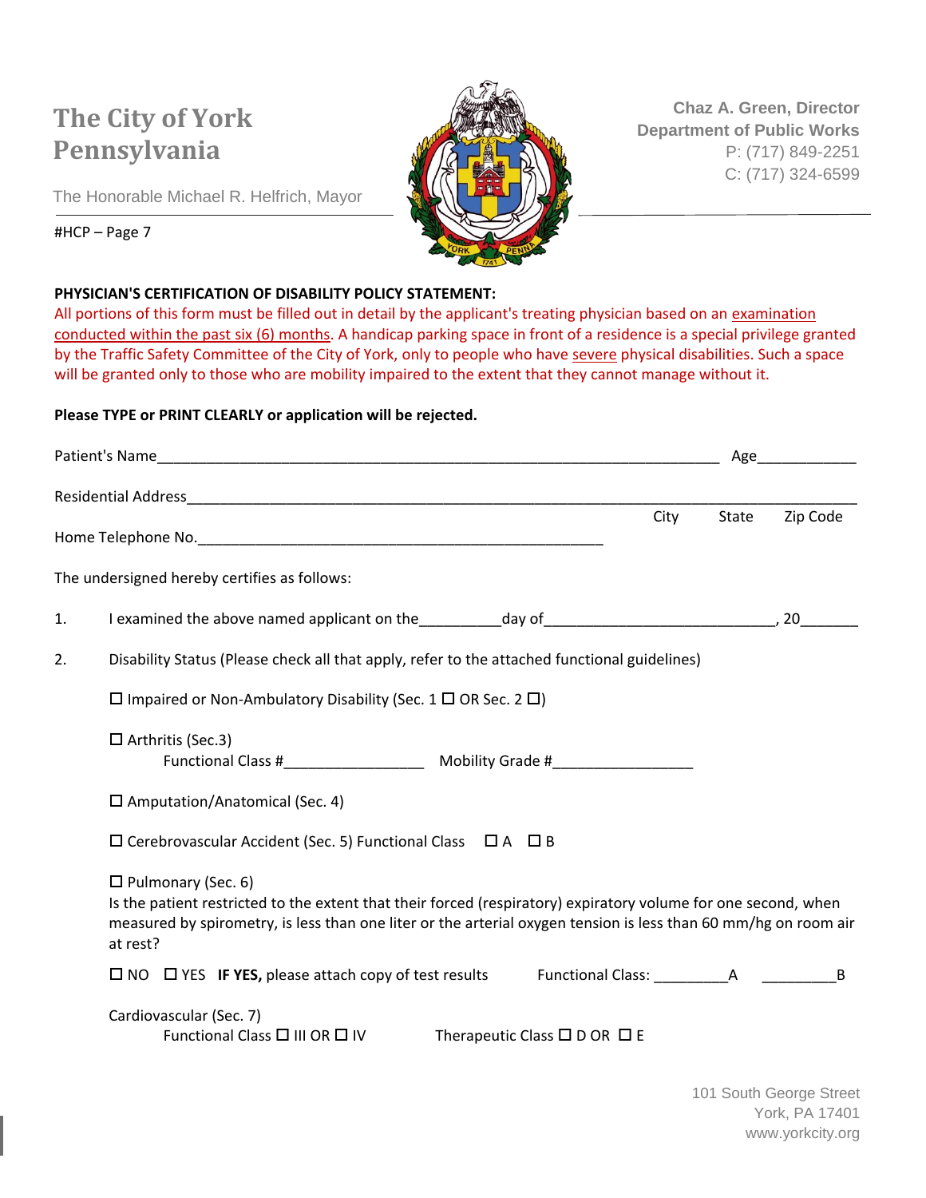# The City of York Pennsylvania

The Honorable Michael R. Helfrich, Mayor

**Chaz A. Green, Director**
**Department of Public Works**
P: (717) 849-2251
C: (717) 324-6599

#HCP – Page 7

**PHYSICIAN'S CERTIFICATION OF DISABILITY POLICY STATEMENT:**

All portions of this form must be filled out in detail by the applicant's treating physician based on an examination conducted within the past six (6) months. A handicap parking space in front of a residence is a special privilege granted by the Traffic Safety Committee of the City of York, only to people who have severe physical disabilities. Such a space will be granted only to those who are mobility impaired to the extent that they cannot manage without it.

**Please TYPE or PRINT CLEARLY or application will be rejected.**

Patient's Name_______________________________________________________________ Age___________

Residential Address_____________________________________________________________________________
City State Zip Code

Home Telephone No.______________________________________________

The undersigned hereby certifies as follows:

1. I examined the above named applicant on the_________day of___________________________, 20_______

2. Disability Status (Please check all that apply, refer to the attached functional guidelines)

☐ Impaired or Non-Ambulatory Disability (Sec. 1 ☐ OR Sec. 2 ☐)

☐ Arthritis (Sec.3)
Functional Class #________________ Mobility Grade #________________

☐ Amputation/Anatomical (Sec. 4)

☐ Cerebrovascular Accident (Sec. 5) Functional Class ☐ A ☐ B

☐ Pulmonary (Sec. 6)
Is the patient restricted to the extent that their forced (respiratory) expiratory volume for one second, when measured by spirometry, is less than one liter or the arterial oxygen tension is less than 60 mm/hg on room air at rest?

☐ NO ☐ YES **IF YES,** please attach copy of test results Functional Class: _________A _________B

Cardiovascular (Sec. 7)
Functional Class ☐ III OR ☐ IV Therapeutic Class ☐ D OR ☐ E

101 South George Street
York, PA 17401
www.yorkcity.org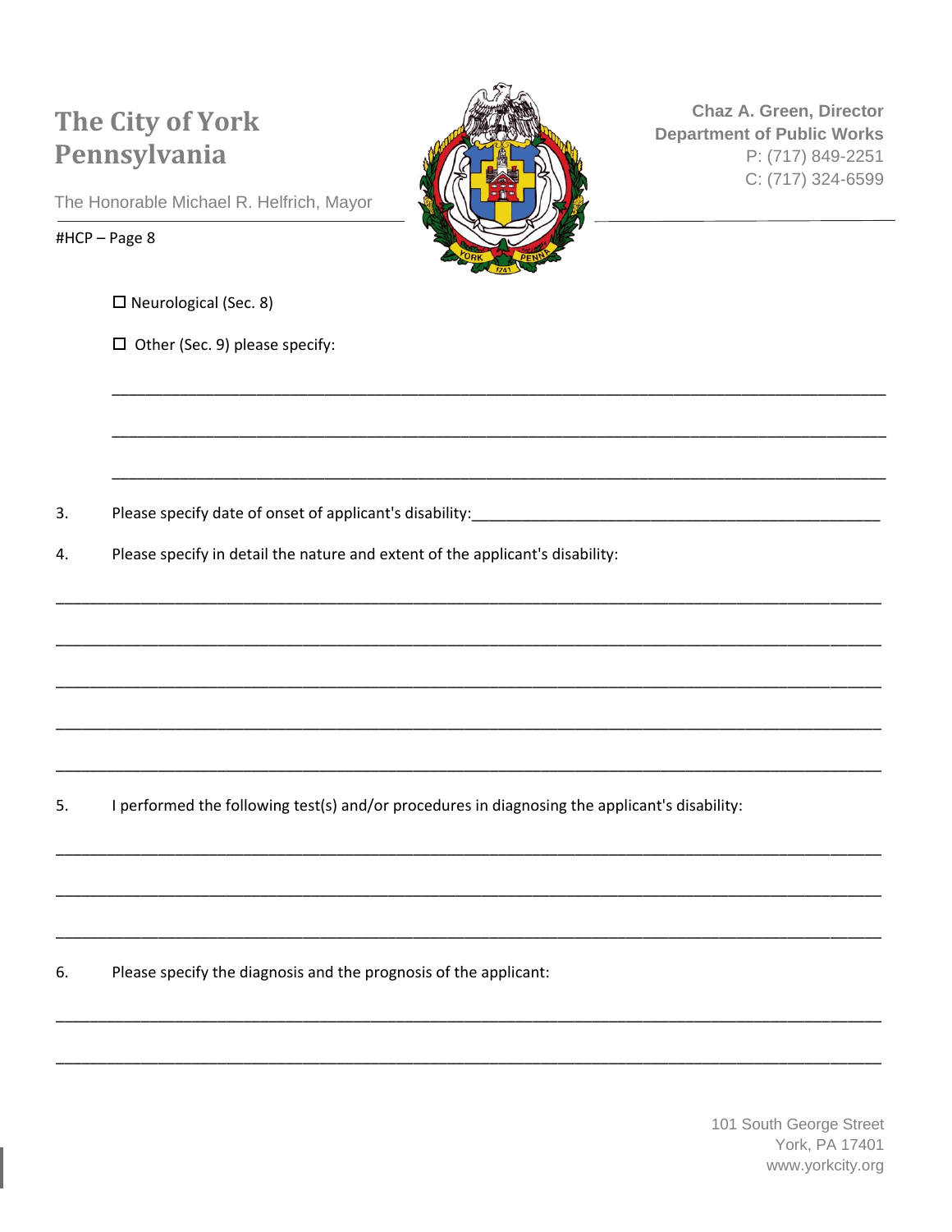☐ Neurological (Sec. 8)

☐ Other (Sec. 9) please specify:

\_\_\_\_\_\_\_\_\_\_\_\_\_\_\_\_\_\_\_\_\_\_\_\_\_\_\_\_\_\_\_\_\_\_\_\_\_\_\_\_\_\_\_\_\_\_\_\_\_\_\_\_\_\_\_\_\_\_\_\_\_\_\_\_\_\_\_\_\_\_\_\_\_\_\_\_

\_\_\_\_\_\_\_\_\_\_\_\_\_\_\_\_\_\_\_\_\_\_\_\_\_\_\_\_\_\_\_\_\_\_\_\_\_\_\_\_\_\_\_\_\_\_\_\_\_\_\_\_\_\_\_\_\_\_\_\_\_\_\_\_\_\_\_\_\_\_\_\_\_\_\_\_

\_\_\_\_\_\_\_\_\_\_\_\_\_\_\_\_\_\_\_\_\_\_\_\_\_\_\_\_\_\_\_\_\_\_\_\_\_\_\_\_\_\_\_\_\_\_\_\_\_\_\_\_\_\_\_\_\_\_\_\_\_\_\_\_\_\_\_\_\_\_\_\_\_\_\_\_

3. Please specify date of onset of applicant's disability:\_\_\_\_\_\_\_\_\_\_\_\_\_\_\_\_\_\_\_\_\_\_\_\_\_\_\_\_\_\_\_\_\_\_\_\_\_\_\_\_

4. Please specify in detail the nature and extent of the applicant's disability:

\_\_\_\_\_\_\_\_\_\_\_\_\_\_\_\_\_\_\_\_\_\_\_\_\_\_\_\_\_\_\_\_\_\_\_\_\_\_\_\_\_\_\_\_\_\_\_\_\_\_\_\_\_\_\_\_\_\_\_\_\_\_\_\_\_\_\_\_\_\_\_\_\_\_\_\_\_\_\_\_

\_\_\_\_\_\_\_\_\_\_\_\_\_\_\_\_\_\_\_\_\_\_\_\_\_\_\_\_\_\_\_\_\_\_\_\_\_\_\_\_\_\_\_\_\_\_\_\_\_\_\_\_\_\_\_\_\_\_\_\_\_\_\_\_\_\_\_\_\_\_\_\_\_\_\_\_\_\_\_\_

\_\_\_\_\_\_\_\_\_\_\_\_\_\_\_\_\_\_\_\_\_\_\_\_\_\_\_\_\_\_\_\_\_\_\_\_\_\_\_\_\_\_\_\_\_\_\_\_\_\_\_\_\_\_\_\_\_\_\_\_\_\_\_\_\_\_\_\_\_\_\_\_\_\_\_\_\_\_\_\_

\_\_\_\_\_\_\_\_\_\_\_\_\_\_\_\_\_\_\_\_\_\_\_\_\_\_\_\_\_\_\_\_\_\_\_\_\_\_\_\_\_\_\_\_\_\_\_\_\_\_\_\_\_\_\_\_\_\_\_\_\_\_\_\_\_\_\_\_\_\_\_\_\_\_\_\_\_\_\_\_

\_\_\_\_\_\_\_\_\_\_\_\_\_\_\_\_\_\_\_\_\_\_\_\_\_\_\_\_\_\_\_\_\_\_\_\_\_\_\_\_\_\_\_\_\_\_\_\_\_\_\_\_\_\_\_\_\_\_\_\_\_\_\_\_\_\_\_\_\_\_\_\_\_\_\_\_\_\_\_\_

5. I performed the following test(s) and/or procedures in diagnosing the applicant's disability:

\_\_\_\_\_\_\_\_\_\_\_\_\_\_\_\_\_\_\_\_\_\_\_\_\_\_\_\_\_\_\_\_\_\_\_\_\_\_\_\_\_\_\_\_\_\_\_\_\_\_\_\_\_\_\_\_\_\_\_\_\_\_\_\_\_\_\_\_\_\_\_\_\_\_\_\_\_\_\_\_

\_\_\_\_\_\_\_\_\_\_\_\_\_\_\_\_\_\_\_\_\_\_\_\_\_\_\_\_\_\_\_\_\_\_\_\_\_\_\_\_\_\_\_\_\_\_\_\_\_\_\_\_\_\_\_\_\_\_\_\_\_\_\_\_\_\_\_\_\_\_\_\_\_\_\_\_\_\_\_\_

\_\_\_\_\_\_\_\_\_\_\_\_\_\_\_\_\_\_\_\_\_\_\_\_\_\_\_\_\_\_\_\_\_\_\_\_\_\_\_\_\_\_\_\_\_\_\_\_\_\_\_\_\_\_\_\_\_\_\_\_\_\_\_\_\_\_\_\_\_\_\_\_\_\_\_\_\_\_\_\_

6. Please specify the diagnosis and the prognosis of the applicant:

\_\_\_\_\_\_\_\_\_\_\_\_\_\_\_\_\_\_\_\_\_\_\_\_\_\_\_\_\_\_\_\_\_\_\_\_\_\_\_\_\_\_\_\_\_\_\_\_\_\_\_\_\_\_\_\_\_\_\_\_\_\_\_\_\_\_\_\_\_\_\_\_\_\_\_\_\_\_\_\_

\_\_\_\_\_\_\_\_\_\_\_\_\_\_\_\_\_\_\_\_\_\_\_\_\_\_\_\_\_\_\_\_\_\_\_\_\_\_\_\_\_\_\_\_\_\_\_\_\_\_\_\_\_\_\_\_\_\_\_\_\_\_\_\_\_\_\_\_\_\_\_\_\_\_\_\_\_\_\_\_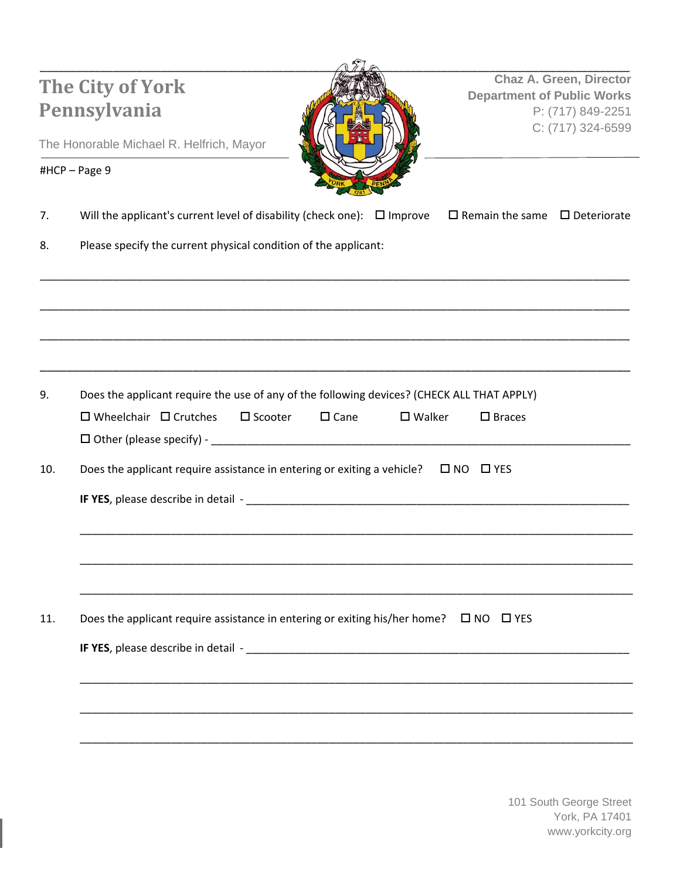The City of York Pennsylvania

The Honorable Michael R. Helfrich, Mayor

Chaz A. Green, Director
Department of Public Works
P: (717) 849-2251
C: (717) 324-6599

#HCP – Page 9

7. Will the applicant's current level of disability (check one): ☐ Improve ☐ Remain the same ☐ Deteriorate

8. Please specify the current physical condition of the applicant:

_______________________________________________________________________________

_______________________________________________________________________________

_______________________________________________________________________________

_______________________________________________________________________________

9. Does the applicant require the use of any of the following devices? (CHECK ALL THAT APPLY)

   ☐ Wheelchair ☐ Crutches ☐ Scooter ☐ Cane ☐ Walker ☐ Braces

   ☐ Other (please specify) - ___________________________________________________________

10. Does the applicant require assistance in entering or exiting a vehicle? ☐ NO ☐ YES

    **IF YES**, please describe in detail - ______________________________________________________

    _______________________________________________________________________________

    _______________________________________________________________________________

    _______________________________________________________________________________

11. Does the applicant require assistance in entering or exiting his/her home? ☐ NO ☐ YES

    **IF YES**, please describe in detail - ______________________________________________________

    _______________________________________________________________________________

    _______________________________________________________________________________

    _______________________________________________________________________________

101 South George Street
York, PA 17401
www.yorkcity.org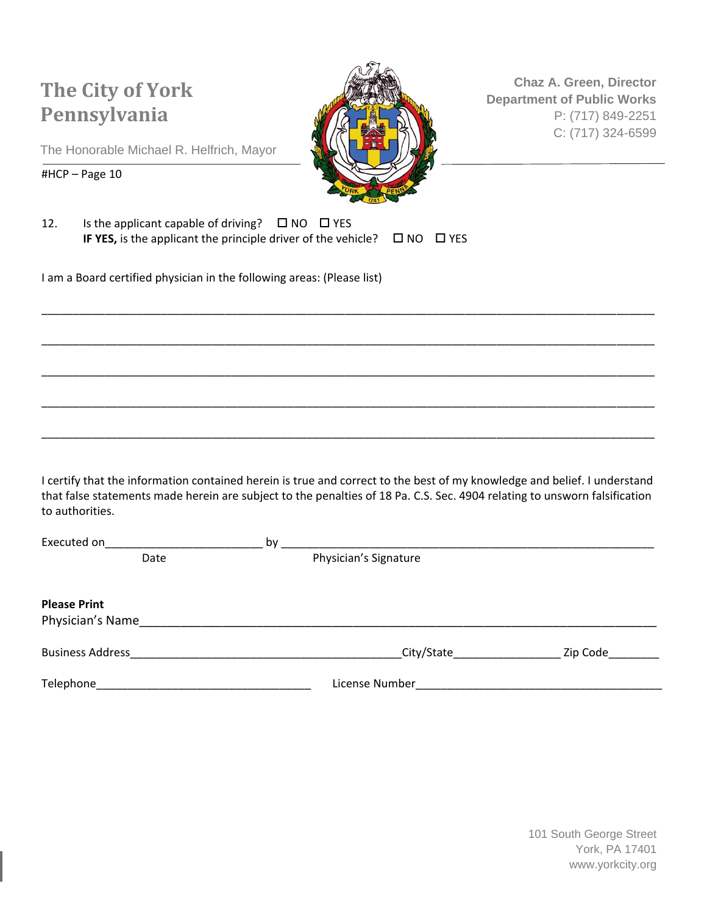# The City of York Pennsylvania

The Honorable Michael R. Helfrich, Mayor

**Chaz A. Green, Director**
**Department of Public Works**
P: (717) 849-2251
C: (717) 324-6599

#HCP – Page 10

12. Is the applicant capable of driving? ☐ NO ☐ YES
    **IF YES,** is the applicant the principle driver of the vehicle? ☐ NO ☐ YES

I am a Board certified physician in the following areas: (Please list)

_______________________________________________________________________________

_______________________________________________________________________________

_______________________________________________________________________________

_______________________________________________________________________________

_______________________________________________________________________________

I certify that the information contained herein is true and correct to the best of my knowledge and belief. I understand that false statements made herein are subject to the penalties of 18 Pa. C.S. Sec. 4904 relating to unsworn falsification to authorities.

Executed on________________________ by ____________________________________________
Date Physician's Signature

**Please Print**
Physician's Name_______________________________________________________________

Business Address_________________________________City/State______________ Zip Code_______

Telephone_______________________________ License Number_______________________________

101 South George Street
York, PA 17401
www.yorkcity.org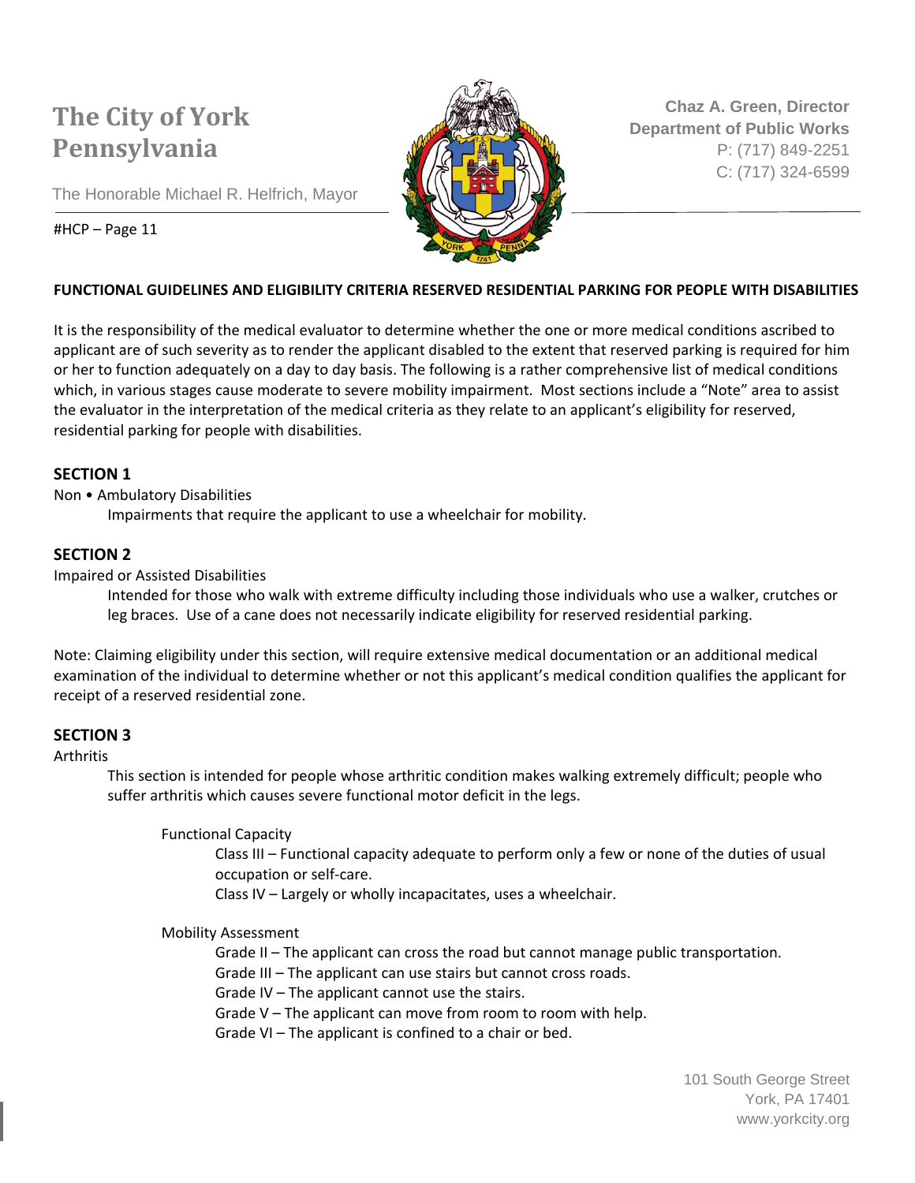# FUNCTIONAL GUIDELINES AND ELIGIBILITY CRITERIA RESERVED RESIDENTIAL PARKING FOR PEOPLE WITH DISABILITIES

It is the responsibility of the medical evaluator to determine whether the one or more medical conditions ascribed to applicant are of such severity as to render the applicant disabled to the extent that reserved parking is required for him or her to function adequately on a day to day basis. The following is a rather comprehensive list of medical conditions which, in various stages cause moderate to severe mobility impairment. Most sections include a "Note" area to assist the evaluator in the interpretation of the medical criteria as they relate to an applicant's eligibility for reserved, residential parking for people with disabilities.

## SECTION 1

Non • Ambulatory Disabilities

Impairments that require the applicant to use a wheelchair for mobility.

## SECTION 2

Impaired or Assisted Disabilities

Intended for those who walk with extreme difficulty including those individuals who use a walker, crutches or leg braces. Use of a cane does not necessarily indicate eligibility for reserved residential parking.

Note: Claiming eligibility under this section, will require extensive medical documentation or an additional medical examination of the individual to determine whether or not this applicant's medical condition qualifies the applicant for receipt of a reserved residential zone.

## SECTION 3

Arthritis

This section is intended for people whose arthritic condition makes walking extremely difficult; people who suffer arthritis which causes severe functional motor deficit in the legs.

Functional Capacity

- Class III – Functional capacity adequate to perform only a few or none of the duties of usual occupation or self-care.
- Class IV – Largely or wholly incapacitates, uses a wheelchair.

Mobility Assessment

- Grade II – The applicant can cross the road but cannot manage public transportation.
- Grade III – The applicant can use stairs but cannot cross roads.
- Grade IV – The applicant cannot use the stairs.
- Grade V – The applicant can move from room to room with help.
- Grade VI – The applicant is confined to a chair or bed.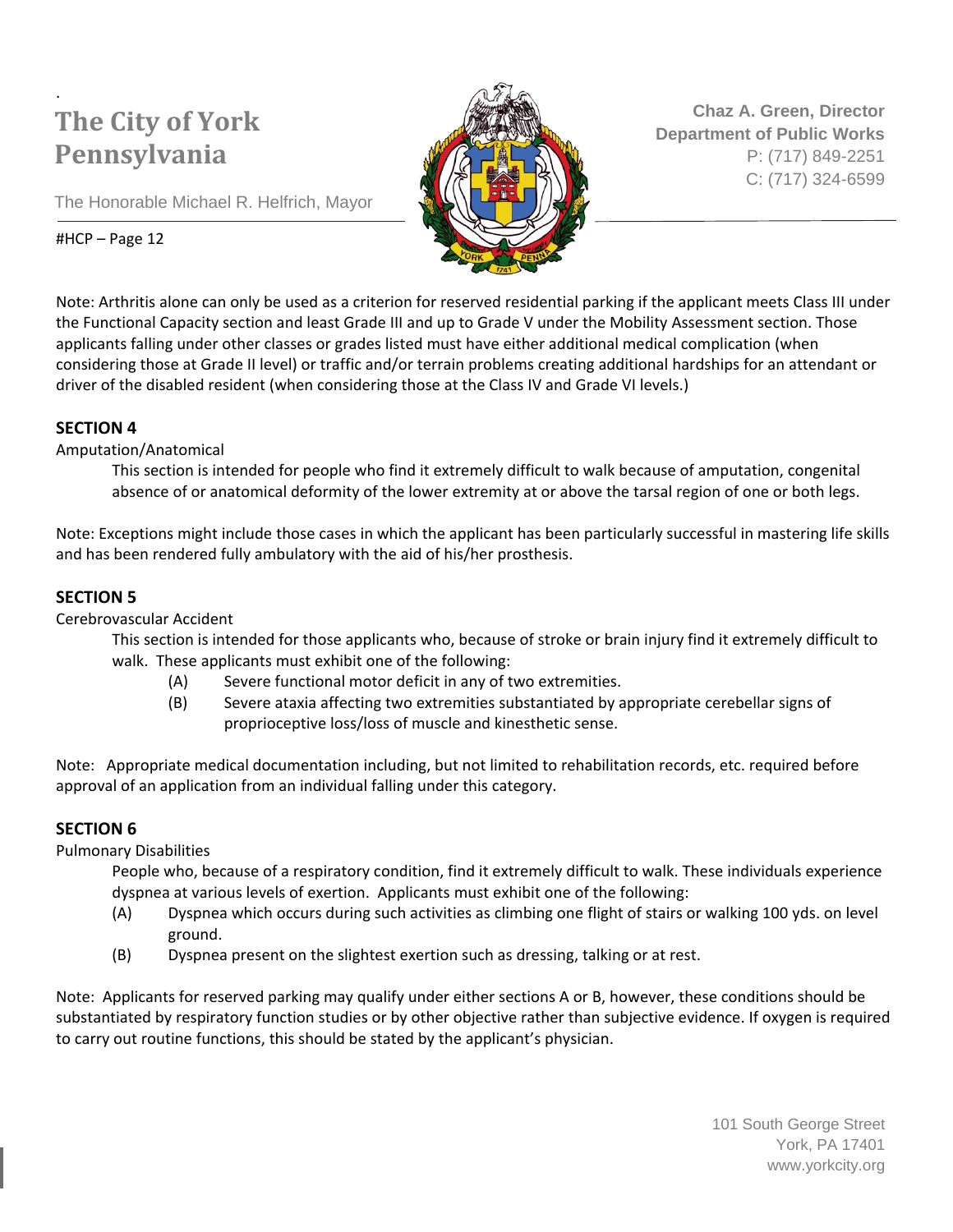Note: Arthritis alone can only be used as a criterion for reserved residential parking if the applicant meets Class III under the Functional Capacity section and least Grade III and up to Grade V under the Mobility Assessment section. Those applicants falling under other classes or grades listed must have either additional medical complication (when considering those at Grade II level) or traffic and/or terrain problems creating additional hardships for an attendant or driver of the disabled resident (when considering those at the Class IV and Grade VI levels.)

**SECTION 4**

Amputation/Anatomical

This section is intended for people who find it extremely difficult to walk because of amputation, congenital absence of or anatomical deformity of the lower extremity at or above the tarsal region of one or both legs.

Note: Exceptions might include those cases in which the applicant has been particularly successful in mastering life skills and has been rendered fully ambulatory with the aid of his/her prosthesis.

**SECTION 5**

Cerebrovascular Accident

This section is intended for those applicants who, because of stroke or brain injury find it extremely difficult to walk. These applicants must exhibit one of the following:

(A) Severe functional motor deficit in any of two extremities.

(B) Severe ataxia affecting two extremities substantiated by appropriate cerebellar signs of proprioceptive loss/loss of muscle and kinesthetic sense.

Note: Appropriate medical documentation including, but not limited to rehabilitation records, etc. required before approval of an application from an individual falling under this category.

**SECTION 6**

Pulmonary Disabilities

People who, because of a respiratory condition, find it extremely difficult to walk. These individuals experience dyspnea at various levels of exertion. Applicants must exhibit one of the following:

(A) Dyspnea which occurs during such activities as climbing one flight of stairs or walking 100 yds. on level ground.

(B) Dyspnea present on the slightest exertion such as dressing, talking or at rest.

Note: Applicants for reserved parking may qualify under either sections A or B, however, these conditions should be substantiated by respiratory function studies or by other objective rather than subjective evidence. If oxygen is required to carry out routine functions, this should be stated by the applicant's physician.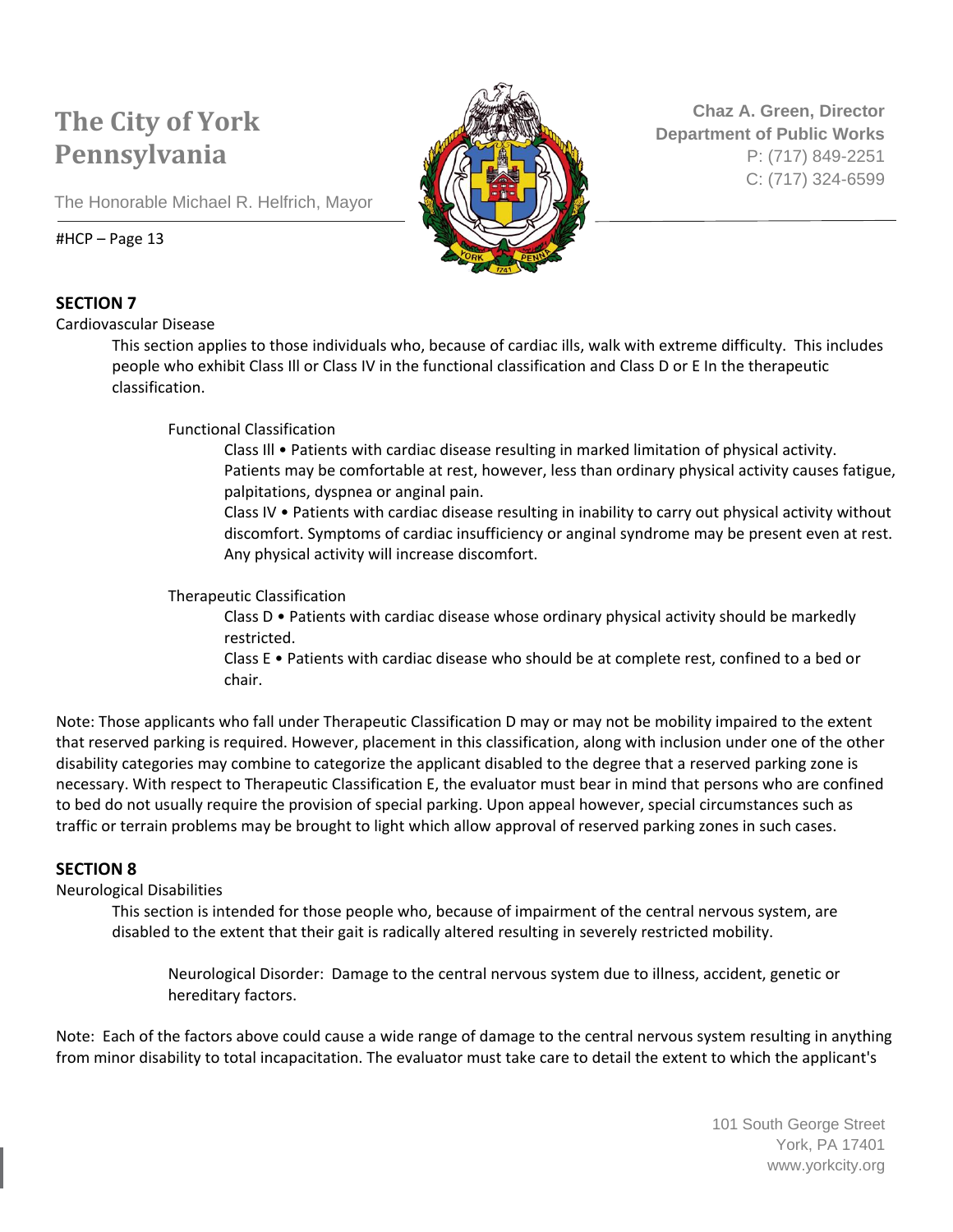## SECTION 7

Cardiovascular Disease

This section applies to those individuals who, because of cardiac ills, walk with extreme difficulty. This includes people who exhibit Class Ill or Class IV in the functional classification and Class D or E In the therapeutic classification.

Functional Classification

Class Ill • Patients with cardiac disease resulting in marked limitation of physical activity. Patients may be comfortable at rest, however, less than ordinary physical activity causes fatigue, palpitations, dyspnea or anginal pain.

Class IV • Patients with cardiac disease resulting in inability to carry out physical activity without discomfort. Symptoms of cardiac insufficiency or anginal syndrome may be present even at rest. Any physical activity will increase discomfort.

Therapeutic Classification

Class D • Patients with cardiac disease whose ordinary physical activity should be markedly restricted.

Class E • Patients with cardiac disease who should be at complete rest, confined to a bed or chair.

Note: Those applicants who fall under Therapeutic Classification D may or may not be mobility impaired to the extent that reserved parking is required. However, placement in this classification, along with inclusion under one of the other disability categories may combine to categorize the applicant disabled to the degree that a reserved parking zone is necessary. With respect to Therapeutic Classification E, the evaluator must bear in mind that persons who are confined to bed do not usually require the provision of special parking. Upon appeal however, special circumstances such as traffic or terrain problems may be brought to light which allow approval of reserved parking zones in such cases.

## SECTION 8

Neurological Disabilities

This section is intended for those people who, because of impairment of the central nervous system, are disabled to the extent that their gait is radically altered resulting in severely restricted mobility.

Neurological Disorder: Damage to the central nervous system due to illness, accident, genetic or hereditary factors.

Note: Each of the factors above could cause a wide range of damage to the central nervous system resulting in anything from minor disability to total incapacitation. The evaluator must take care to detail the extent to which the applicant's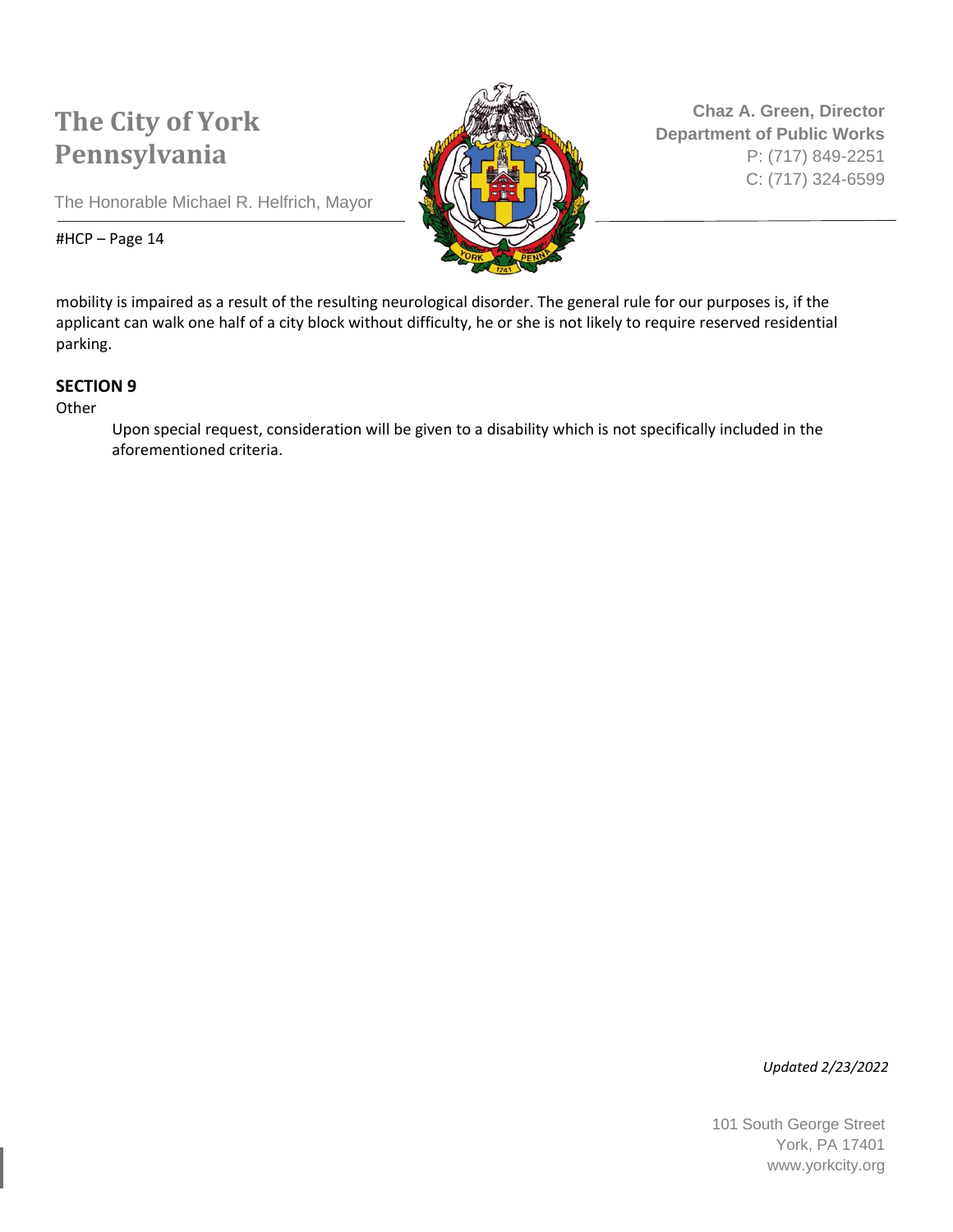mobility is impaired as a result of the resulting neurological disorder. The general rule for our purposes is, if the applicant can walk one half of a city block without difficulty, he or she is not likely to require reserved residential parking.

## SECTION 9

Other

Upon special request, consideration will be given to a disability which is not specifically included in the aforementioned criteria.

*Updated 2/23/2022*